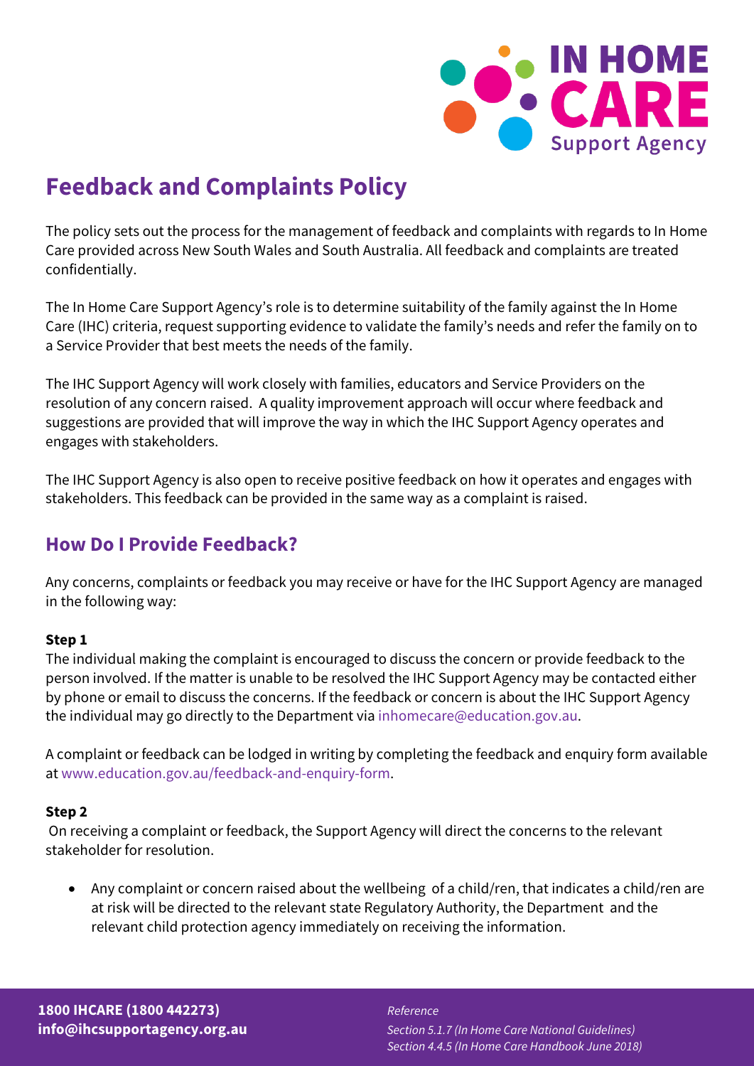# Feedback and Complaints Policy

The policy sets out the process for the management of feedback and complaints with regards to In Home Care provided across New South Wales and South Australia. All feedback and complaints are treated confidentially.

The In Home Care Support Agency's role is to determine suitability of the family against the In Home Care (IHC) criteria, request supporting evidence to validate the family's needs and refer the family on to a Service Provider that best meets the needs of the family.

The IHC Support Agency will work closely with families, educators and Service Providers on the resolution of any concern raised. A quality improvement approach will occur where feedback and suggestions are provided that will improve the way in which the IHC Support Agency operates and engages with stakeholders.

The IHC Support Agency is also open to receive positive feedback on how it operates and engages with stakeholders. This feedback can be provided in the same way as a complaint is raised.

## How Do I Provide Feedback?

Any concerns, complaints or feedback you may receive or have for the IHC Support Agency are managed in the following way:

**Step 1**

The individual making the complaint is encouraged to discuss the concern or provide feedback to the person involved. If the matter is unable to be resolved the IHC Support Agency may be contacted either by phone or email to discuss the concerns. If the feedback or concern is about the IHC Support Agency the individual may go directly to the Department via inhomecare@education.gov.au.

A complaint or feedback can be lodged in writing by completing the feedback and enquiry form available at www.education.gov.au/feedback-and-enquiry-form.

**Step 2**

On receiving a complaint or feedback, the Support Agency will direct the concerns to the relevant stakeholder for resolution.

- Any complaint or concern raised about the wellbeing of a child/ren, that indicates a child/ren are at risk will be directed to the relevant state Regulatory Authority, the Department and the relevant child protection agency immediately on receiving the information.

**1800 IHCARE (1800 442273)**
**info@ihcsupportagency.org.au**

*Reference*
*Section 5.1.7 (In Home Care National Guidelines)*
*Section 4.4.5 (In Home Care Handbook June 2018)*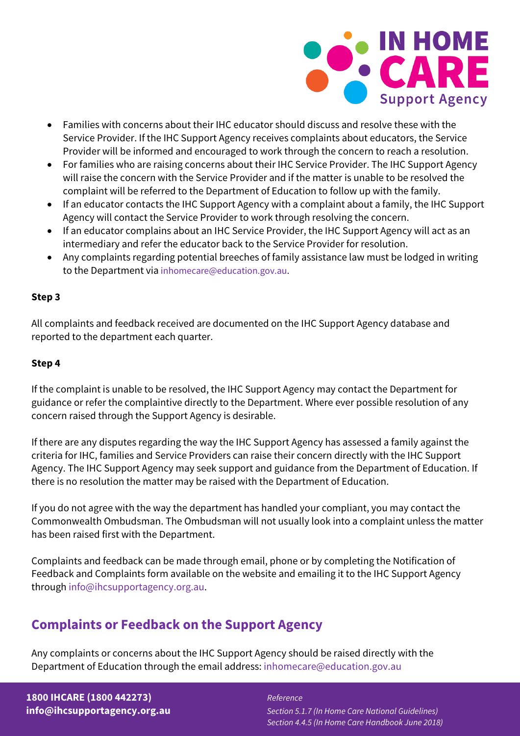- Families with concerns about their IHC educator should discuss and resolve these with the Service Provider. If the IHC Support Agency receives complaints about educators, the Service Provider will be informed and encouraged to work through the concern to reach a resolution.
- For families who are raising concerns about their IHC Service Provider. The IHC Support Agency will raise the concern with the Service Provider and if the matter is unable to be resolved the complaint will be referred to the Department of Education to follow up with the family.
- If an educator contacts the IHC Support Agency with a complaint about a family, the IHC Support Agency will contact the Service Provider to work through resolving the concern.
- If an educator complains about an IHC Service Provider, the IHC Support Agency will act as an intermediary and refer the educator back to the Service Provider for resolution.
- Any complaints regarding potential breeches of family assistance law must be lodged in writing to the Department via inhomecare@education.gov.au.

**Step 3**

All complaints and feedback received are documented on the IHC Support Agency database and reported to the department each quarter.

**Step 4**

If the complaint is unable to be resolved, the IHC Support Agency may contact the Department for guidance or refer the complaintive directly to the Department. Where ever possible resolution of any concern raised through the Support Agency is desirable.

If there are any disputes regarding the way the IHC Support Agency has assessed a family against the criteria for IHC, families and Service Providers can raise their concern directly with the IHC Support Agency. The IHC Support Agency may seek support and guidance from the Department of Education. If there is no resolution the matter may be raised with the Department of Education.

If you do not agree with the way the department has handled your compliant, you may contact the Commonwealth Ombudsman. The Ombudsman will not usually look into a complaint unless the matter has been raised first with the Department.

Complaints and feedback can be made through email, phone or by completing the Notification of Feedback and Complaints form available on the website and emailing it to the IHC Support Agency through info@ihcsupportagency.org.au.

## Complaints or Feedback on the Support Agency

Any complaints or concerns about the IHC Support Agency should be raised directly with the Department of Education through the email address: inhomecare@education.gov.au

**1800 IHCARE (1800 442273)**
**info@ihcsupportagency.org.au**

*Reference*
*Section 5.1.7 (In Home Care National Guidelines)*
*Section 4.4.5 (In Home Care Handbook June 2018)*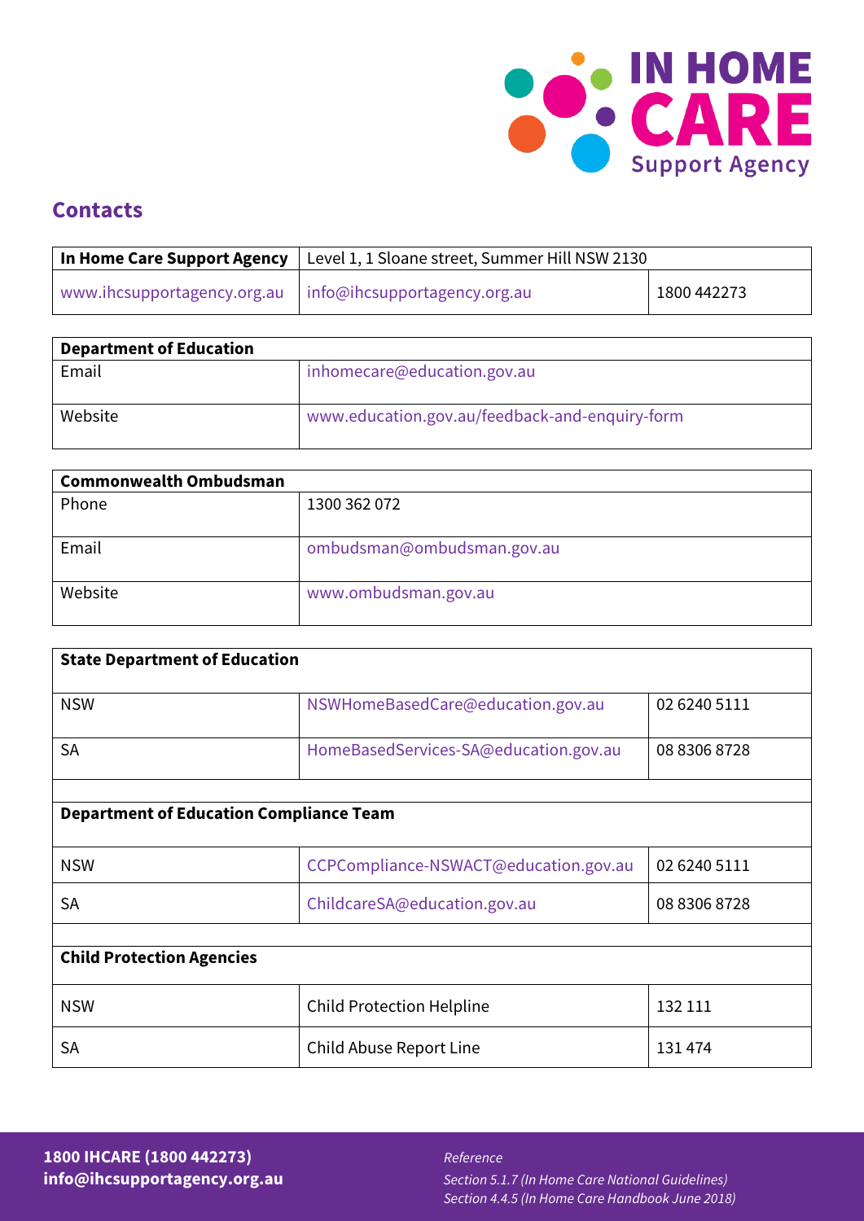## Contacts

| | | |
|---|---|---|
| **In Home Care Support Agency** | Level 1, 1 Sloane street, Summer Hill NSW 2130 | |
| www.ihcsupportagency.org.au | info@ihcsupportagency.org.au | 1800 442273 |

| **Department of Education** | |
|---|---|
| Email | inhomecare@education.gov.au |
| Website | www.education.gov.au/feedback-and-enquiry-form |

| **Commonwealth Ombudsman** | |
|---|---|
| Phone | 1300 362 072 |
| Email | ombudsman@ombudsman.gov.au |
| Website | www.ombudsman.gov.au |

| **State Department of Education** | | |
|---|---|---|
| NSW | NSWHomeBasedCare@education.gov.au | 02 6240 5111 |
| SA | HomeBasedServices-SA@education.gov.au | 08 8306 8728 |
| | | |
| **Department of Education Compliance Team** | | |
| NSW | CCPCompliance-NSWACT@education.gov.au | 02 6240 5111 |
| SA | ChildcareSA@education.gov.au | 08 8306 8728 |
| | | |
| **Child Protection Agencies** | | |
| NSW | Child Protection Helpline | 132 111 |
| SA | Child Abuse Report Line | 131 474 |

**1800 IHCARE (1800 442273)**
**info@ihcsupportagency.org.au**

*Reference*
*Section 5.1.7 (In Home Care National Guidelines)*
*Section 4.4.5 (In Home Care Handbook June 2018)*